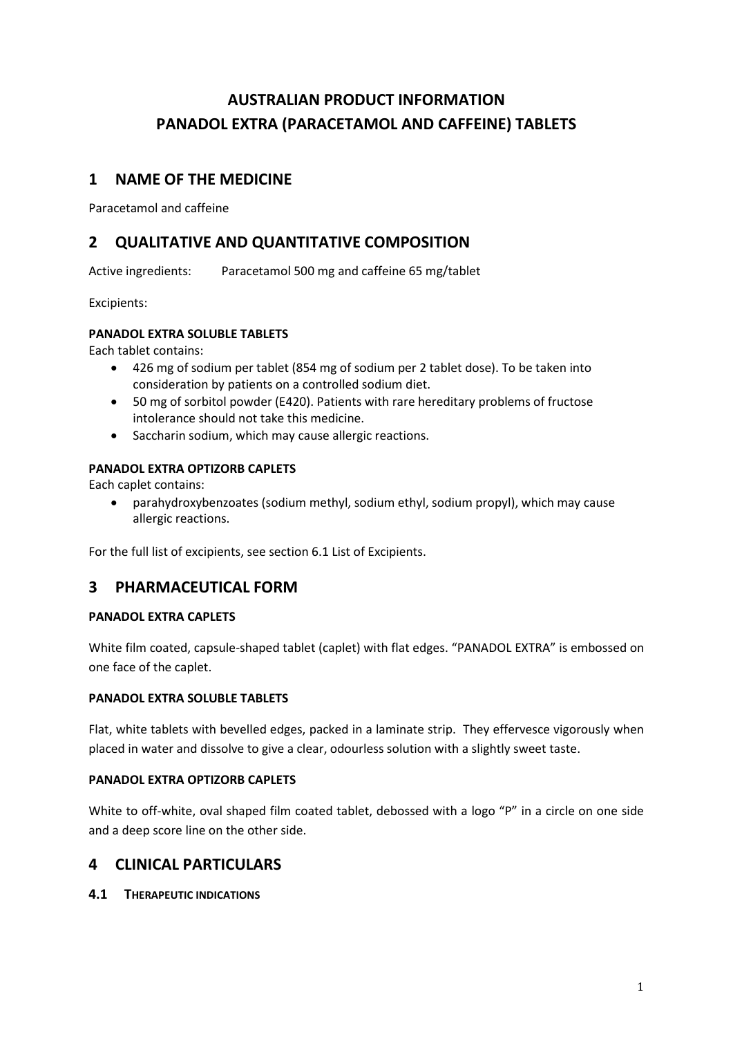# AUSTRALIAN PRODUCT INFORMATION
# PANADOL EXTRA (PARACETAMOL AND CAFFEINE) TABLETS

## 1 NAME OF THE MEDICINE

Paracetamol and caffeine

## 2 QUALITATIVE AND QUANTITATIVE COMPOSITION

Active ingredients: Paracetamol 500 mg and caffeine 65 mg/tablet

Excipients:

**PANADOL EXTRA SOLUBLE TABLETS**

Each tablet contains:

- 426 mg of sodium per tablet (854 mg of sodium per 2 tablet dose). To be taken into consideration by patients on a controlled sodium diet.
- 50 mg of sorbitol powder (E420). Patients with rare hereditary problems of fructose intolerance should not take this medicine.
- Saccharin sodium, which may cause allergic reactions.

**PANADOL EXTRA OPTIZORB CAPLETS**

Each caplet contains:

- parahydroxybenzoates (sodium methyl, sodium ethyl, sodium propyl), which may cause allergic reactions.

For the full list of excipients, see section 6.1 List of Excipients.

## 3 PHARMACEUTICAL FORM

**PANADOL EXTRA CAPLETS**

White film coated, capsule-shaped tablet (caplet) with flat edges. "PANADOL EXTRA" is embossed on one face of the caplet.

**PANADOL EXTRA SOLUBLE TABLETS**

Flat, white tablets with bevelled edges, packed in a laminate strip. They effervesce vigorously when placed in water and dissolve to give a clear, odourless solution with a slightly sweet taste.

**PANADOL EXTRA OPTIZORB CAPLETS**

White to off-white, oval shaped film coated tablet, debossed with a logo "P" in a circle on one side and a deep score line on the other side.

## 4 CLINICAL PARTICULARS

### 4.1 THERAPEUTIC INDICATIONS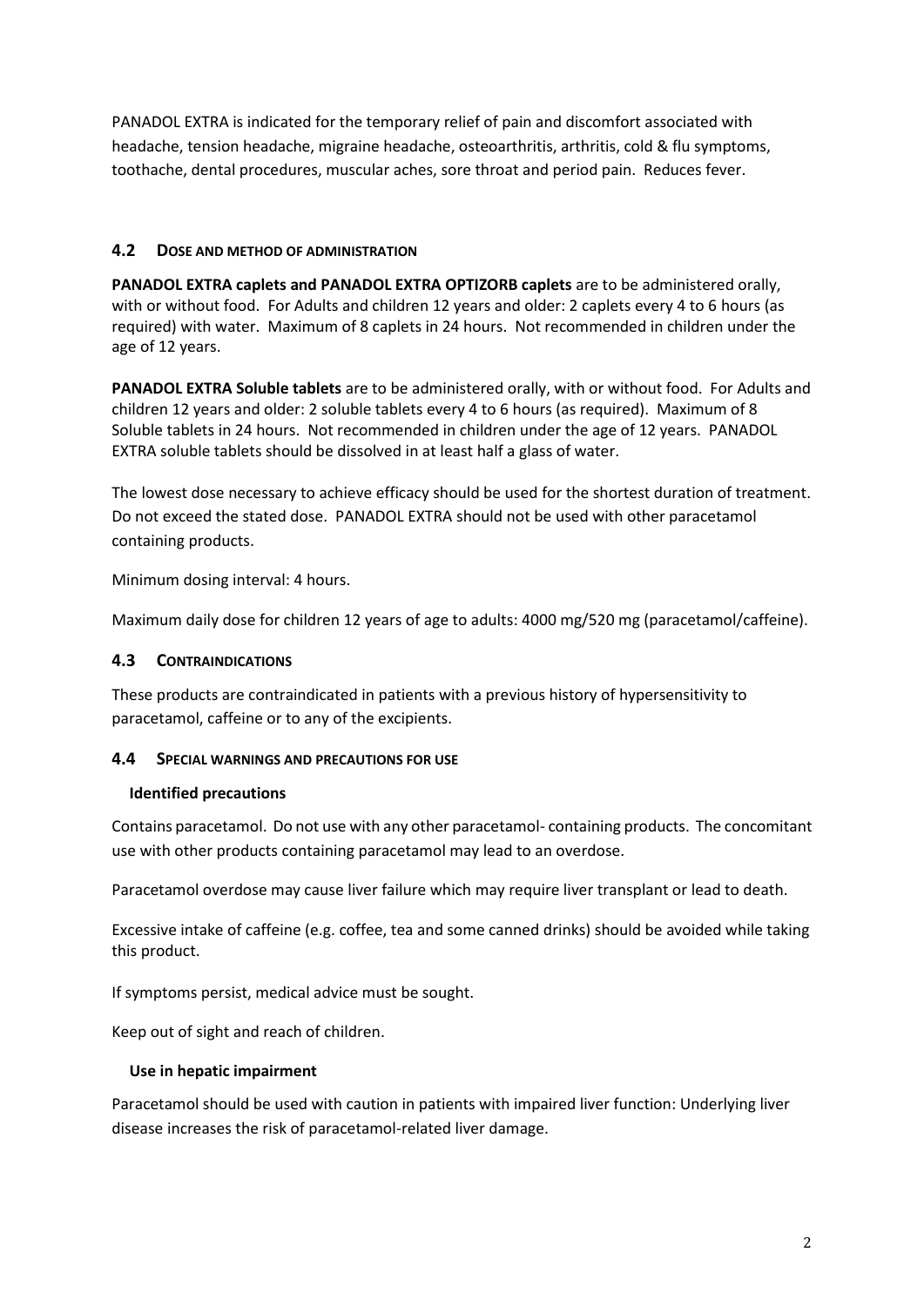PANADOL EXTRA is indicated for the temporary relief of pain and discomfort associated with headache, tension headache, migraine headache, osteoarthritis, arthritis, cold & flu symptoms, toothache, dental procedures, muscular aches, sore throat and period pain. Reduces fever.

## 4.2 DOSE AND METHOD OF ADMINISTRATION

**PANADOL EXTRA caplets and PANADOL EXTRA OPTIZORB caplets** are to be administered orally, with or without food. For Adults and children 12 years and older: 2 caplets every 4 to 6 hours (as required) with water. Maximum of 8 caplets in 24 hours. Not recommended in children under the age of 12 years.

**PANADOL EXTRA Soluble tablets** are to be administered orally, with or without food. For Adults and children 12 years and older: 2 soluble tablets every 4 to 6 hours (as required). Maximum of 8 Soluble tablets in 24 hours. Not recommended in children under the age of 12 years. PANADOL EXTRA soluble tablets should be dissolved in at least half a glass of water.

The lowest dose necessary to achieve efficacy should be used for the shortest duration of treatment. Do not exceed the stated dose. PANADOL EXTRA should not be used with other paracetamol containing products.

Minimum dosing interval: 4 hours.

Maximum daily dose for children 12 years of age to adults: 4000 mg/520 mg (paracetamol/caffeine).

## 4.3 CONTRAINDICATIONS

These products are contraindicated in patients with a previous history of hypersensitivity to paracetamol, caffeine or to any of the excipients.

## 4.4 SPECIAL WARNINGS AND PRECAUTIONS FOR USE

### Identified precautions

Contains paracetamol. Do not use with any other paracetamol- containing products. The concomitant use with other products containing paracetamol may lead to an overdose.

Paracetamol overdose may cause liver failure which may require liver transplant or lead to death.

Excessive intake of caffeine (e.g. coffee, tea and some canned drinks) should be avoided while taking this product.

If symptoms persist, medical advice must be sought.

Keep out of sight and reach of children.

### Use in hepatic impairment

Paracetamol should be used with caution in patients with impaired liver function: Underlying liver disease increases the risk of paracetamol-related liver damage.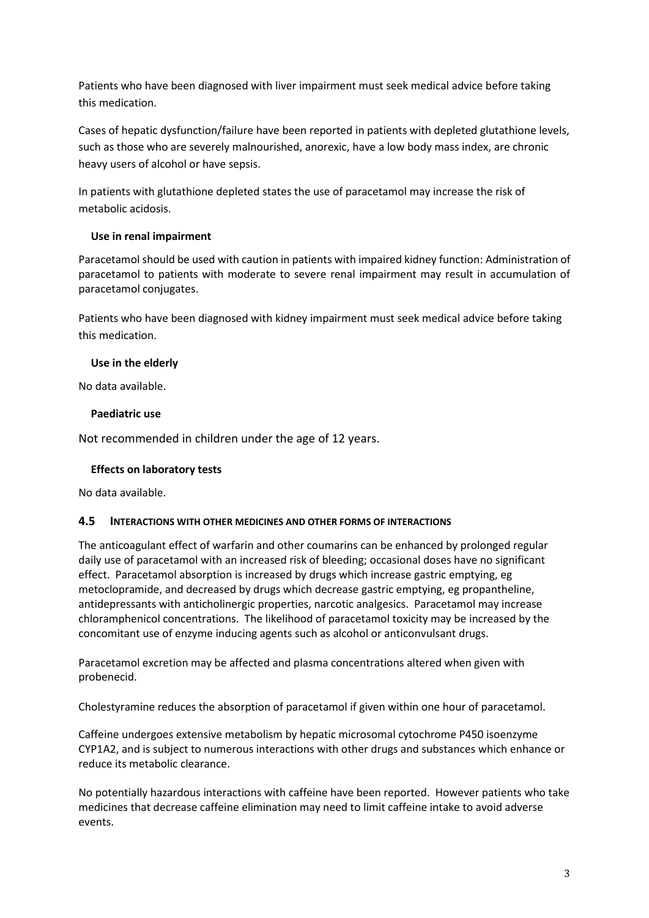Patients who have been diagnosed with liver impairment must seek medical advice before taking this medication.

Cases of hepatic dysfunction/failure have been reported in patients with depleted glutathione levels, such as those who are severely malnourished, anorexic, have a low body mass index, are chronic heavy users of alcohol or have sepsis.

In patients with glutathione depleted states the use of paracetamol may increase the risk of metabolic acidosis.

**Use in renal impairment**

Paracetamol should be used with caution in patients with impaired kidney function: Administration of paracetamol to patients with moderate to severe renal impairment may result in accumulation of paracetamol conjugates.

Patients who have been diagnosed with kidney impairment must seek medical advice before taking this medication.

**Use in the elderly**

No data available.

**Paediatric use**

Not recommended in children under the age of 12 years.

**Effects on laboratory tests**

No data available.

### 4.5 INTERACTIONS WITH OTHER MEDICINES AND OTHER FORMS OF INTERACTIONS

The anticoagulant effect of warfarin and other coumarins can be enhanced by prolonged regular daily use of paracetamol with an increased risk of bleeding; occasional doses have no significant effect. Paracetamol absorption is increased by drugs which increase gastric emptying, eg metoclopramide, and decreased by drugs which decrease gastric emptying, eg propantheline, antidepressants with anticholinergic properties, narcotic analgesics. Paracetamol may increase chloramphenicol concentrations. The likelihood of paracetamol toxicity may be increased by the concomitant use of enzyme inducing agents such as alcohol or anticonvulsant drugs.

Paracetamol excretion may be affected and plasma concentrations altered when given with probenecid.

Cholestyramine reduces the absorption of paracetamol if given within one hour of paracetamol.

Caffeine undergoes extensive metabolism by hepatic microsomal cytochrome P450 isoenzyme CYP1A2, and is subject to numerous interactions with other drugs and substances which enhance or reduce its metabolic clearance.

No potentially hazardous interactions with caffeine have been reported. However patients who take medicines that decrease caffeine elimination may need to limit caffeine intake to avoid adverse events.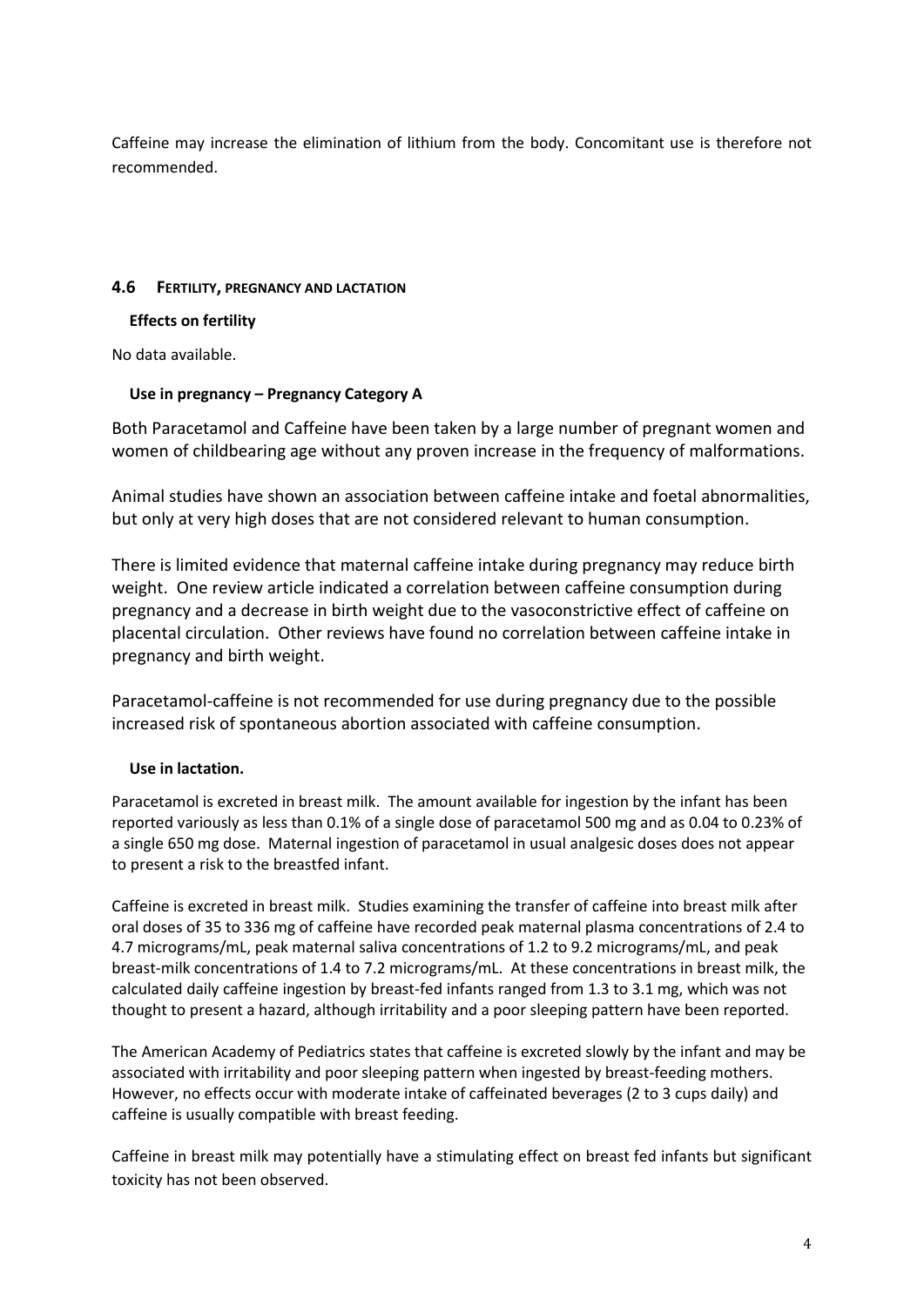Caffeine may increase the elimination of lithium from the body. Concomitant use is therefore not recommended.

## 4.6 Fertility, pregnancy and lactation

### Effects on fertility

No data available.

### Use in pregnancy – Pregnancy Category A

Both Paracetamol and Caffeine have been taken by a large number of pregnant women and women of childbearing age without any proven increase in the frequency of malformations.

Animal studies have shown an association between caffeine intake and foetal abnormalities, but only at very high doses that are not considered relevant to human consumption.

There is limited evidence that maternal caffeine intake during pregnancy may reduce birth weight. One review article indicated a correlation between caffeine consumption during pregnancy and a decrease in birth weight due to the vasoconstrictive effect of caffeine on placental circulation. Other reviews have found no correlation between caffeine intake in pregnancy and birth weight.

Paracetamol-caffeine is not recommended for use during pregnancy due to the possible increased risk of spontaneous abortion associated with caffeine consumption.

### Use in lactation.

Paracetamol is excreted in breast milk. The amount available for ingestion by the infant has been reported variously as less than 0.1% of a single dose of paracetamol 500 mg and as 0.04 to 0.23% of a single 650 mg dose. Maternal ingestion of paracetamol in usual analgesic doses does not appear to present a risk to the breastfed infant.

Caffeine is excreted in breast milk. Studies examining the transfer of caffeine into breast milk after oral doses of 35 to 336 mg of caffeine have recorded peak maternal plasma concentrations of 2.4 to 4.7 micrograms/mL, peak maternal saliva concentrations of 1.2 to 9.2 micrograms/mL, and peak breast-milk concentrations of 1.4 to 7.2 micrograms/mL. At these concentrations in breast milk, the calculated daily caffeine ingestion by breast-fed infants ranged from 1.3 to 3.1 mg, which was not thought to present a hazard, although irritability and a poor sleeping pattern have been reported.

The American Academy of Pediatrics states that caffeine is excreted slowly by the infant and may be associated with irritability and poor sleeping pattern when ingested by breast-feeding mothers. However, no effects occur with moderate intake of caffeinated beverages (2 to 3 cups daily) and caffeine is usually compatible with breast feeding.

Caffeine in breast milk may potentially have a stimulating effect on breast fed infants but significant toxicity has not been observed.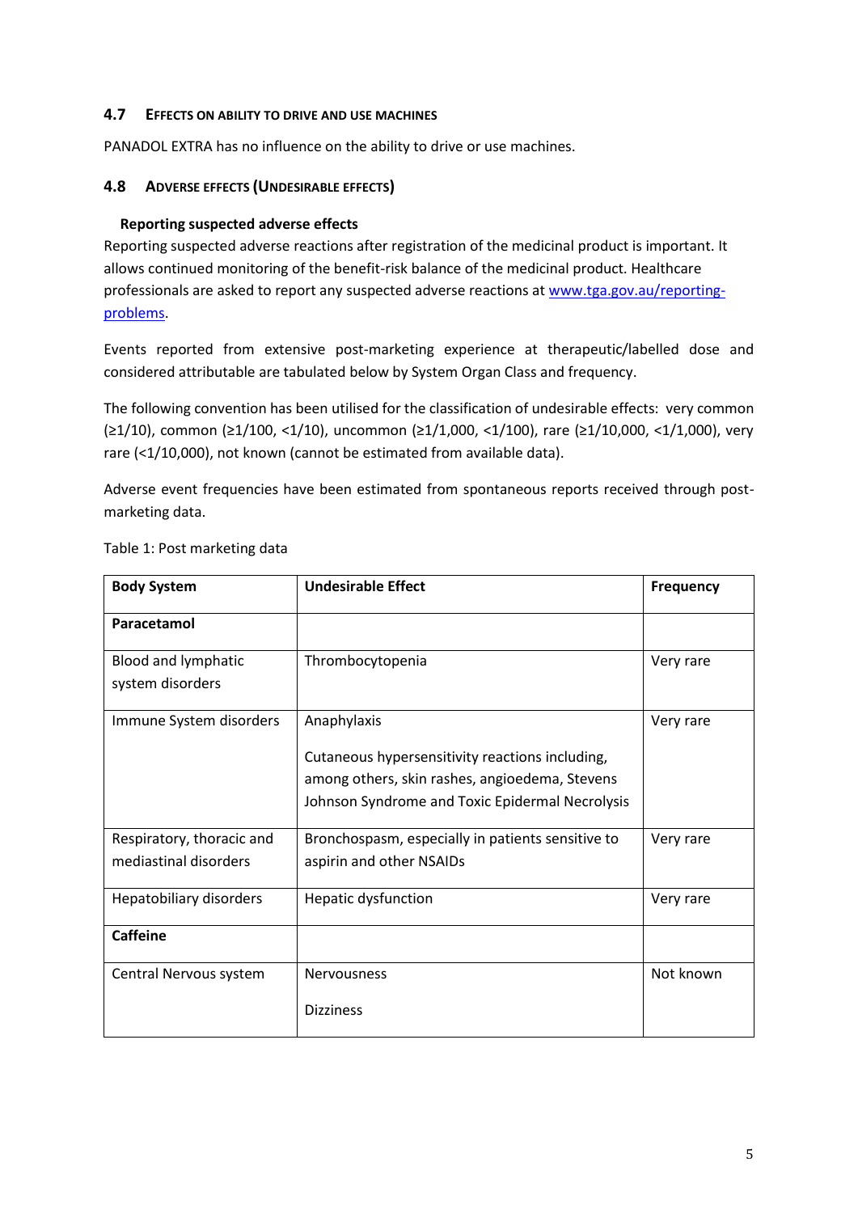### 4.7 Effects on ability to drive and use machines

PANADOL EXTRA has no influence on the ability to drive or use machines.

### 4.8 Adverse effects (Undesirable effects)

**Reporting suspected adverse effects**

Reporting suspected adverse reactions after registration of the medicinal product is important. It allows continued monitoring of the benefit-risk balance of the medicinal product. Healthcare professionals are asked to report any suspected adverse reactions at [www.tga.gov.au/reporting-problems](http://www.tga.gov.au/reporting-problems).

Events reported from extensive post-marketing experience at therapeutic/labelled dose and considered attributable are tabulated below by System Organ Class and frequency.

The following convention has been utilised for the classification of undesirable effects: very common (≥1/10), common (≥1/100, <1/10), uncommon (≥1/1,000, <1/100), rare (≥1/10,000, <1/1,000), very rare (<1/10,000), not known (cannot be estimated from available data).

Adverse event frequencies have been estimated from spontaneous reports received through post-marketing data.

Table 1: Post marketing data

| Body System | Undesirable Effect | Frequency |
|---|---|---|
| **Paracetamol** | | |
| Blood and lymphatic system disorders | Thrombocytopenia | Very rare |
| Immune System disorders | Anaphylaxis<br><br>Cutaneous hypersensitivity reactions including, among others, skin rashes, angioedema, Stevens Johnson Syndrome and Toxic Epidermal Necrolysis | Very rare |
| Respiratory, thoracic and mediastinal disorders | Bronchospasm, especially in patients sensitive to aspirin and other NSAIDs | Very rare |
| Hepatobiliary disorders | Hepatic dysfunction | Very rare |
| **Caffeine** | | |
| Central Nervous system | Nervousness<br><br>Dizziness | Not known |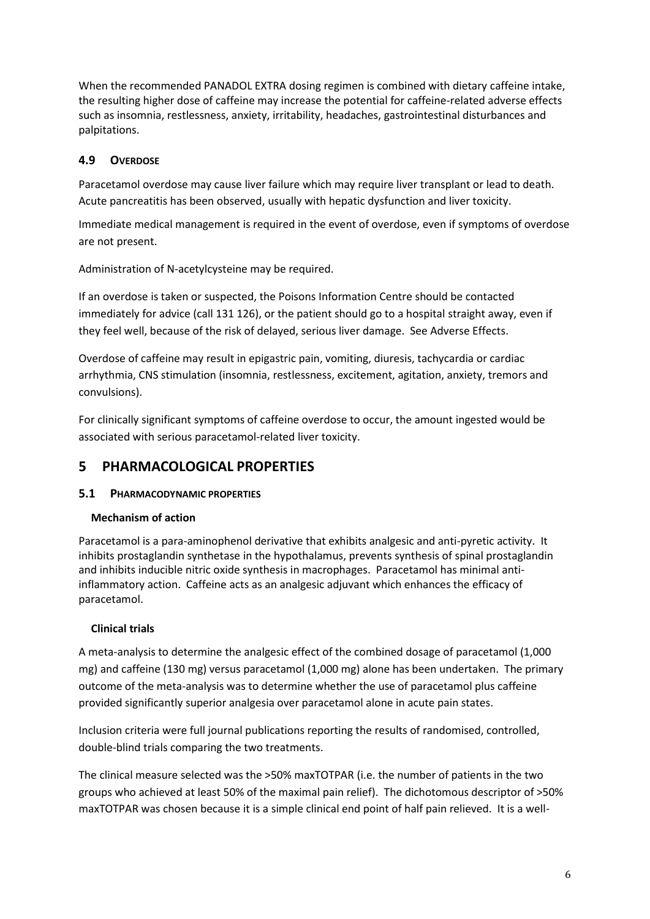When the recommended PANADOL EXTRA dosing regimen is combined with dietary caffeine intake, the resulting higher dose of caffeine may increase the potential for caffeine-related adverse effects such as insomnia, restlessness, anxiety, irritability, headaches, gastrointestinal disturbances and palpitations.

### 4.9 OVERDOSE

Paracetamol overdose may cause liver failure which may require liver transplant or lead to death. Acute pancreatitis has been observed, usually with hepatic dysfunction and liver toxicity.

Immediate medical management is required in the event of overdose, even if symptoms of overdose are not present.

Administration of N-acetylcysteine may be required.

If an overdose is taken or suspected, the Poisons Information Centre should be contacted immediately for advice (call 131 126), or the patient should go to a hospital straight away, even if they feel well, because of the risk of delayed, serious liver damage. See Adverse Effects.

Overdose of caffeine may result in epigastric pain, vomiting, diuresis, tachycardia or cardiac arrhythmia, CNS stimulation (insomnia, restlessness, excitement, agitation, anxiety, tremors and convulsions).

For clinically significant symptoms of caffeine overdose to occur, the amount ingested would be associated with serious paracetamol-related liver toxicity.

## 5 PHARMACOLOGICAL PROPERTIES

### 5.1 PHARMACODYNAMIC PROPERTIES

#### Mechanism of action

Paracetamol is a para-aminophenol derivative that exhibits analgesic and anti-pyretic activity. It inhibits prostaglandin synthetase in the hypothalamus, prevents synthesis of spinal prostaglandin and inhibits inducible nitric oxide synthesis in macrophages. Paracetamol has minimal anti-inflammatory action. Caffeine acts as an analgesic adjuvant which enhances the efficacy of paracetamol.

#### Clinical trials

A meta-analysis to determine the analgesic effect of the combined dosage of paracetamol (1,000 mg) and caffeine (130 mg) versus paracetamol (1,000 mg) alone has been undertaken. The primary outcome of the meta-analysis was to determine whether the use of paracetamol plus caffeine provided significantly superior analgesia over paracetamol alone in acute pain states.

Inclusion criteria were full journal publications reporting the results of randomised, controlled, double-blind trials comparing the two treatments.

The clinical measure selected was the >50% maxTOTPAR (i.e. the number of patients in the two groups who achieved at least 50% of the maximal pain relief). The dichotomous descriptor of >50% maxTOTPAR was chosen because it is a simple clinical end point of half pain relieved. It is a well-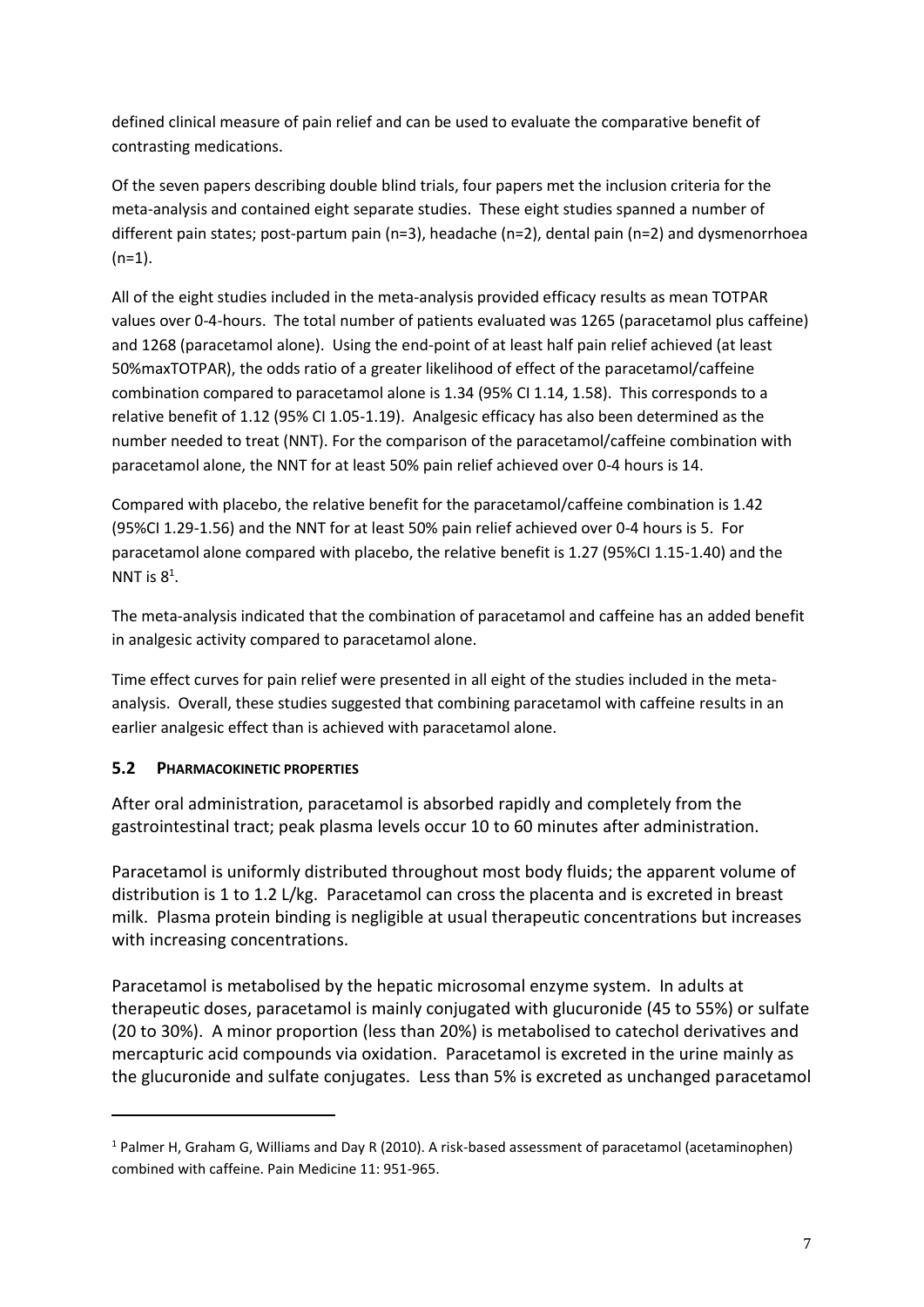defined clinical measure of pain relief and can be used to evaluate the comparative benefit of contrasting medications.

Of the seven papers describing double blind trials, four papers met the inclusion criteria for the meta-analysis and contained eight separate studies. These eight studies spanned a number of different pain states; post-partum pain (n=3), headache (n=2), dental pain (n=2) and dysmenorrhoea (n=1).

All of the eight studies included in the meta-analysis provided efficacy results as mean TOTPAR values over 0-4-hours. The total number of patients evaluated was 1265 (paracetamol plus caffeine) and 1268 (paracetamol alone). Using the end-point of at least half pain relief achieved (at least 50%maxTOTPAR), the odds ratio of a greater likelihood of effect of the paracetamol/caffeine combination compared to paracetamol alone is 1.34 (95% CI 1.14, 1.58). This corresponds to a relative benefit of 1.12 (95% CI 1.05-1.19). Analgesic efficacy has also been determined as the number needed to treat (NNT). For the comparison of the paracetamol/caffeine combination with paracetamol alone, the NNT for at least 50% pain relief achieved over 0-4 hours is 14.

Compared with placebo, the relative benefit for the paracetamol/caffeine combination is 1.42 (95%CI 1.29-1.56) and the NNT for at least 50% pain relief achieved over 0-4 hours is 5. For paracetamol alone compared with placebo, the relative benefit is 1.27 (95%CI 1.15-1.40) and the NNT is 8[1].

The meta-analysis indicated that the combination of paracetamol and caffeine has an added benefit in analgesic activity compared to paracetamol alone.

Time effect curves for pain relief were presented in all eight of the studies included in the meta-analysis. Overall, these studies suggested that combining paracetamol with caffeine results in an earlier analgesic effect than is achieved with paracetamol alone.

## 5.2 PHARMACOKINETIC PROPERTIES

After oral administration, paracetamol is absorbed rapidly and completely from the gastrointestinal tract; peak plasma levels occur 10 to 60 minutes after administration.

Paracetamol is uniformly distributed throughout most body fluids; the apparent volume of distribution is 1 to 1.2 L/kg. Paracetamol can cross the placenta and is excreted in breast milk. Plasma protein binding is negligible at usual therapeutic concentrations but increases with increasing concentrations.

Paracetamol is metabolised by the hepatic microsomal enzyme system. In adults at therapeutic doses, paracetamol is mainly conjugated with glucuronide (45 to 55%) or sulfate (20 to 30%). A minor proportion (less than 20%) is metabolised to catechol derivatives and mercapturic acid compounds via oxidation. Paracetamol is excreted in the urine mainly as the glucuronide and sulfate conjugates. Less than 5% is excreted as unchanged paracetamol

---

[1] Palmer H, Graham G, Williams and Day R (2010). A risk-based assessment of paracetamol (acetaminophen) combined with caffeine. Pain Medicine 11: 951-965.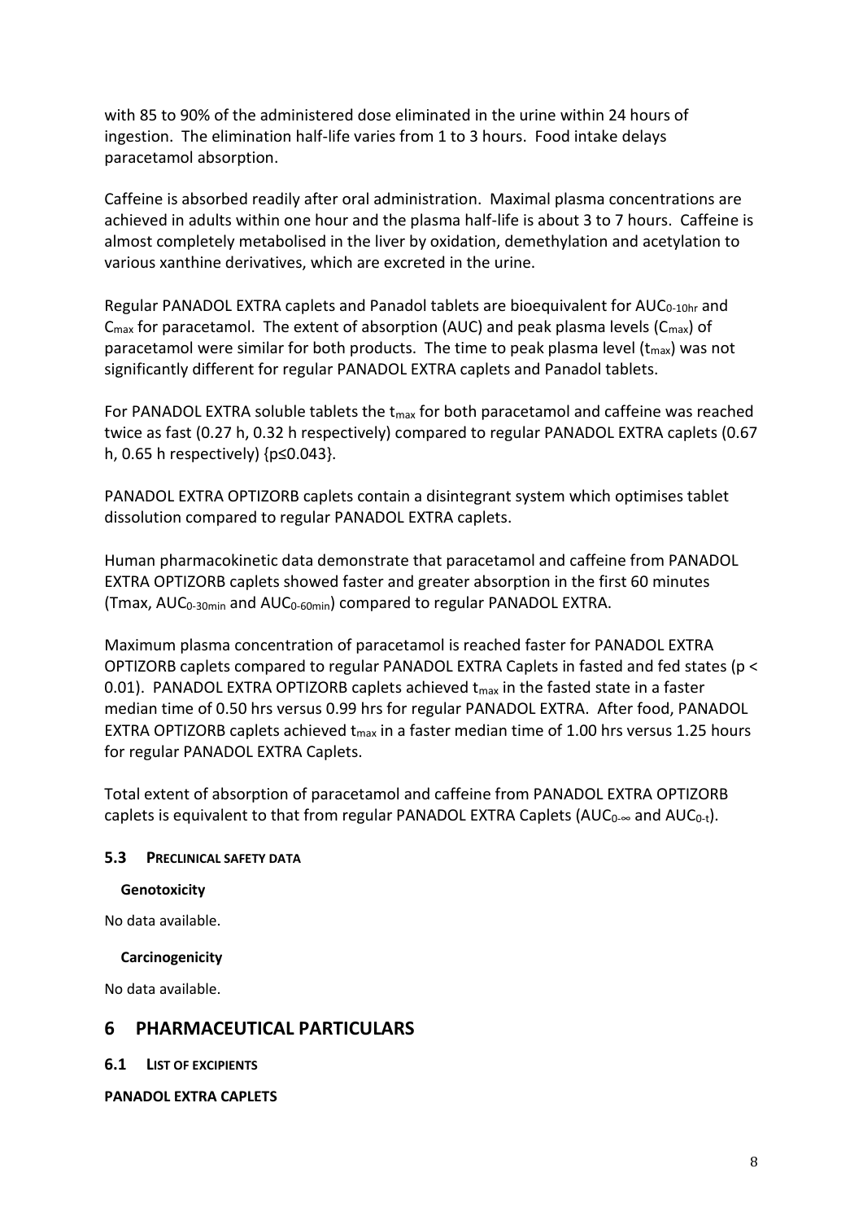with 85 to 90% of the administered dose eliminated in the urine within 24 hours of ingestion. The elimination half-life varies from 1 to 3 hours. Food intake delays paracetamol absorption.

Caffeine is absorbed readily after oral administration. Maximal plasma concentrations are achieved in adults within one hour and the plasma half-life is about 3 to 7 hours. Caffeine is almost completely metabolised in the liver by oxidation, demethylation and acetylation to various xanthine derivatives, which are excreted in the urine.

Regular PANADOL EXTRA caplets and Panadol tablets are bioequivalent for $AUC_{0\text{-}10hr}$ and $C_{max}$ for paracetamol. The extent of absorption (AUC) and peak plasma levels ($C_{max}$) of paracetamol were similar for both products. The time to peak plasma level ($t_{max}$) was not significantly different for regular PANADOL EXTRA caplets and Panadol tablets.

For PANADOL EXTRA soluble tablets the $t_{max}$ for both paracetamol and caffeine was reached twice as fast (0.27 h, 0.32 h respectively) compared to regular PANADOL EXTRA caplets (0.67 h, 0.65 h respectively) {$p \leq 0.043$}.

PANADOL EXTRA OPTIZORB caplets contain a disintegrant system which optimises tablet dissolution compared to regular PANADOL EXTRA caplets.

Human pharmacokinetic data demonstrate that paracetamol and caffeine from PANADOL EXTRA OPTIZORB caplets showed faster and greater absorption in the first 60 minutes (Tmax, $AUC_{0\text{-}30min}$ and $AUC_{0\text{-}60min}$) compared to regular PANADOL EXTRA.

Maximum plasma concentration of paracetamol is reached faster for PANADOL EXTRA OPTIZORB caplets compared to regular PANADOL EXTRA Caplets in fasted and fed states ($p < 0.01$). PANADOL EXTRA OPTIZORB caplets achieved $t_{max}$ in the fasted state in a faster median time of 0.50 hrs versus 0.99 hrs for regular PANADOL EXTRA. After food, PANADOL EXTRA OPTIZORB caplets achieved $t_{max}$ in a faster median time of 1.00 hrs versus 1.25 hours for regular PANADOL EXTRA Caplets.

Total extent of absorption of paracetamol and caffeine from PANADOL EXTRA OPTIZORB caplets is equivalent to that from regular PANADOL EXTRA Caplets ($AUC_{0\text{-}\infty}$ and $AUC_{0\text{-}t}$).

### 5.3 PRECLINICAL SAFETY DATA

**Genotoxicity**

No data available.

**Carcinogenicity**

No data available.

## 6 PHARMACEUTICAL PARTICULARS

### 6.1 LIST OF EXCIPIENTS

**PANADOL EXTRA CAPLETS**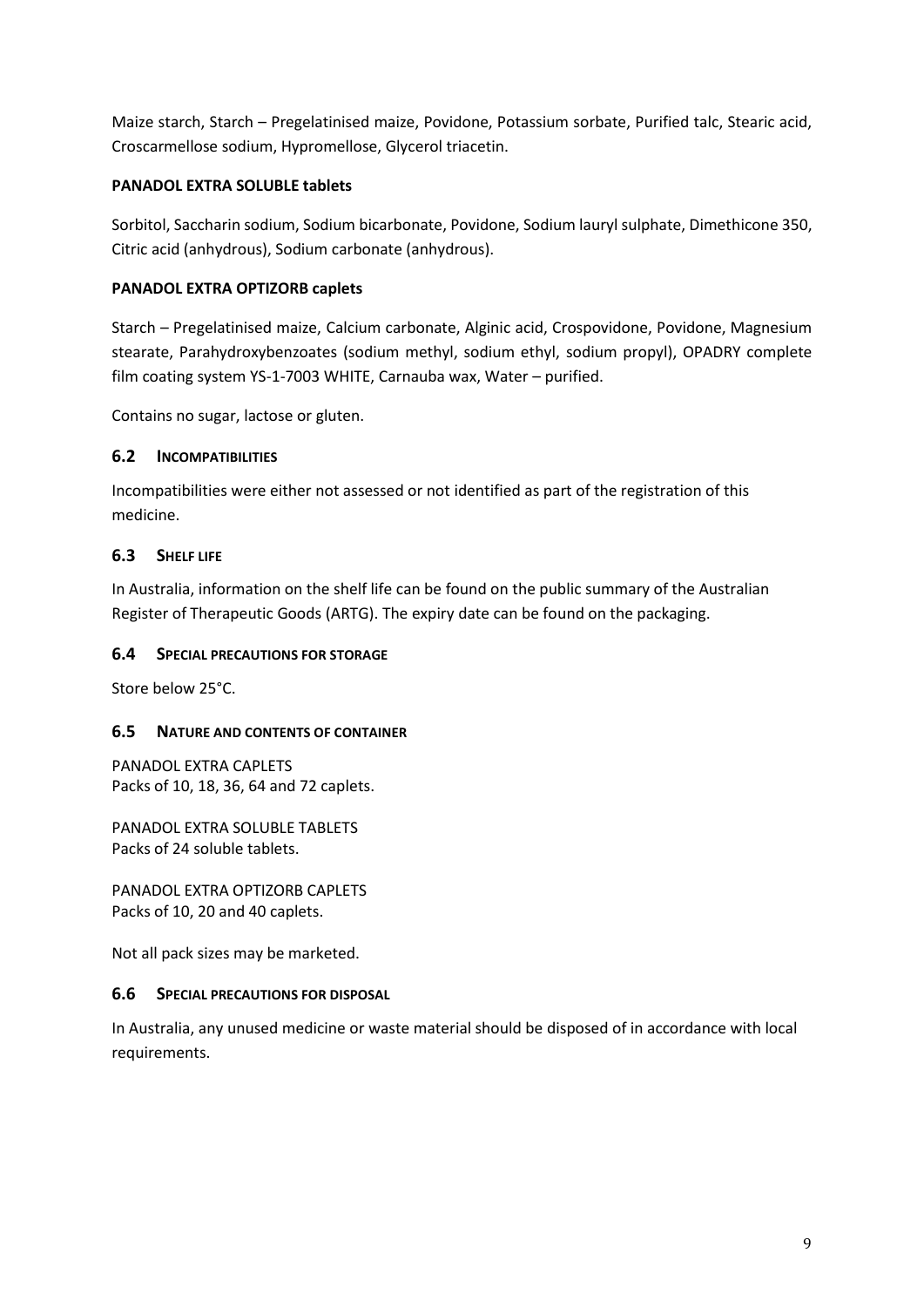Maize starch, Starch – Pregelatinised maize, Povidone, Potassium sorbate, Purified talc, Stearic acid, Croscarmellose sodium, Hypromellose, Glycerol triacetin.

**PANADOL EXTRA SOLUBLE tablets**

Sorbitol, Saccharin sodium, Sodium bicarbonate, Povidone, Sodium lauryl sulphate, Dimethicone 350, Citric acid (anhydrous), Sodium carbonate (anhydrous).

**PANADOL EXTRA OPTIZORB caplets**

Starch – Pregelatinised maize, Calcium carbonate, Alginic acid, Crospovidone, Povidone, Magnesium stearate, Parahydroxybenzoates (sodium methyl, sodium ethyl, sodium propyl), OPADRY complete film coating system YS-1-7003 WHITE, Carnauba wax, Water – purified.

Contains no sugar, lactose or gluten.

## 6.2 INCOMPATIBILITIES

Incompatibilities were either not assessed or not identified as part of the registration of this medicine.

## 6.3 SHELF LIFE

In Australia, information on the shelf life can be found on the public summary of the Australian Register of Therapeutic Goods (ARTG). The expiry date can be found on the packaging.

## 6.4 SPECIAL PRECAUTIONS FOR STORAGE

Store below 25°C.

## 6.5 NATURE AND CONTENTS OF CONTAINER

PANADOL EXTRA CAPLETS
Packs of 10, 18, 36, 64 and 72 caplets.

PANADOL EXTRA SOLUBLE TABLETS
Packs of 24 soluble tablets.

PANADOL EXTRA OPTIZORB CAPLETS
Packs of 10, 20 and 40 caplets.

Not all pack sizes may be marketed.

## 6.6 SPECIAL PRECAUTIONS FOR DISPOSAL

In Australia, any unused medicine or waste material should be disposed of in accordance with local requirements.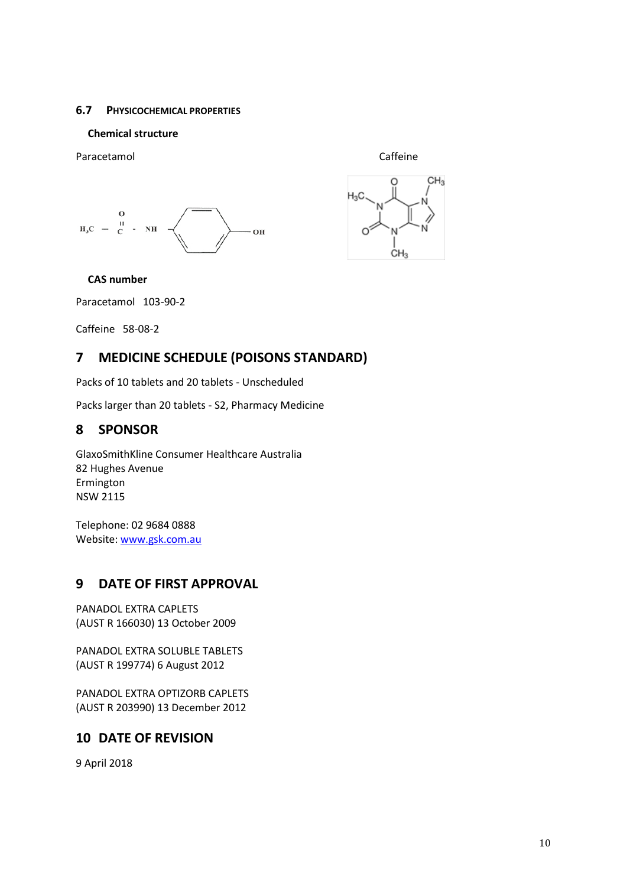### 6.7 Physicochemical properties

**Chemical structure**

Paracetamol

Caffeine

**CAS number**

Paracetamol 103-90-2

Caffeine 58-08-2

## 7 MEDICINE SCHEDULE (POISONS STANDARD)

Packs of 10 tablets and 20 tablets - Unscheduled

Packs larger than 20 tablets - S2, Pharmacy Medicine

## 8 SPONSOR

GlaxoSmithKline Consumer Healthcare Australia
82 Hughes Avenue
Ermington
NSW 2115

Telephone: 02 9684 0888
Website: www.gsk.com.au

## 9 DATE OF FIRST APPROVAL

PANADOL EXTRA CAPLETS
(AUST R 166030) 13 October 2009

PANADOL EXTRA SOLUBLE TABLETS
(AUST R 199774) 6 August 2012

PANADOL EXTRA OPTIZORB CAPLETS
(AUST R 203990) 13 December 2012

## 10 DATE OF REVISION

9 April 2018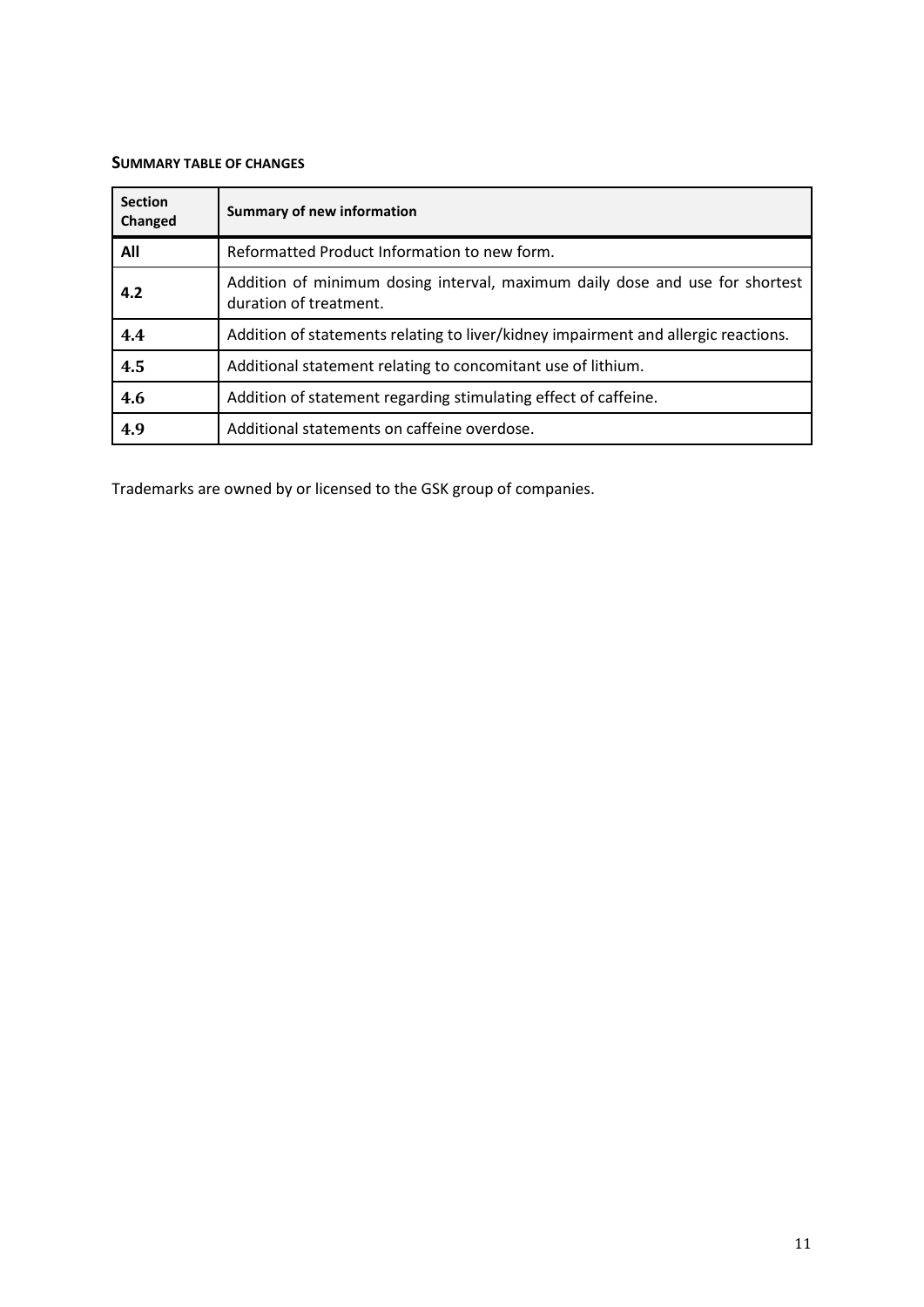**SUMMARY TABLE OF CHANGES**

| Section Changed | Summary of new information |
| --- | --- |
| All | Reformatted Product Information to new form. |
| 4.2 | Addition of minimum dosing interval, maximum daily dose and use for shortest duration of treatment. |
| 4.4 | Addition of statements relating to liver/kidney impairment and allergic reactions. |
| 4.5 | Additional statement relating to concomitant use of lithium. |
| 4.6 | Addition of statement regarding stimulating effect of caffeine. |
| 4.9 | Additional statements on caffeine overdose. |

Trademarks are owned by or licensed to the GSK group of companies.